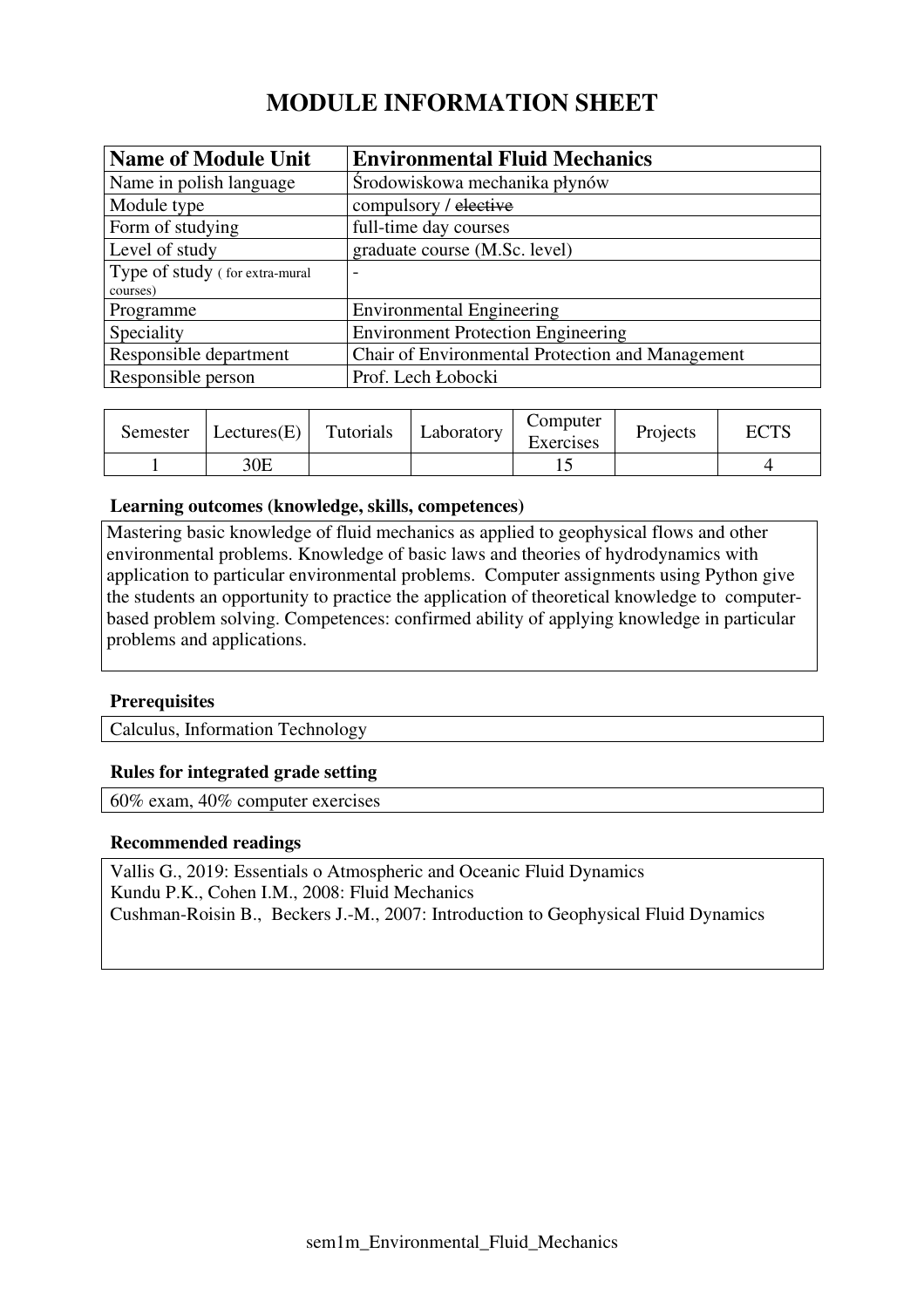# MODULE INFORMATION SHEET

| **Name of Module Unit** | **Environmental Fluid Mechanics** |
|---|---|
| Name in polish language | Środowiskowa mechanika płynów |
| Module type | compulsory / ~~elective~~ |
| Form of studying | full-time day courses |
| Level of study | graduate course (M.Sc. level) |
| Type of study ( for extra-mural courses) | - |
| Programme | Environmental Engineering |
| Speciality | Environment Protection Engineering |
| Responsible department | Chair of Environmental Protection and Management |
| Responsible person | Prof. Lech Łobocki |

| Semester | Lectures(E) | Tutorials | Laboratory | Computer Exercises | Projects | ECTS |
|---|---|---|---|---|---|---|
| 1 | 30E | | | 15 | | 4 |

**Learning outcomes (knowledge, skills, competences)**

Mastering basic knowledge of fluid mechanics as applied to geophysical flows and other environmental problems. Knowledge of basic laws and theories of hydrodynamics with application to particular environmental problems. Computer assignments using Python give the students an opportunity to practice the application of theoretical knowledge to computer-based problem solving. Competences: confirmed ability of applying knowledge in particular problems and applications.

**Prerequisites**

Calculus, Information Technology

**Rules for integrated grade setting**

60% exam, 40% computer exercises

**Recommended readings**

Vallis G., 2019: Essentials o Atmospheric and Oceanic Fluid Dynamics
Kundu P.K., Cohen I.M., 2008: Fluid Mechanics
Cushman-Roisin B., Beckers J.-M., 2007: Introduction to Geophysical Fluid Dynamics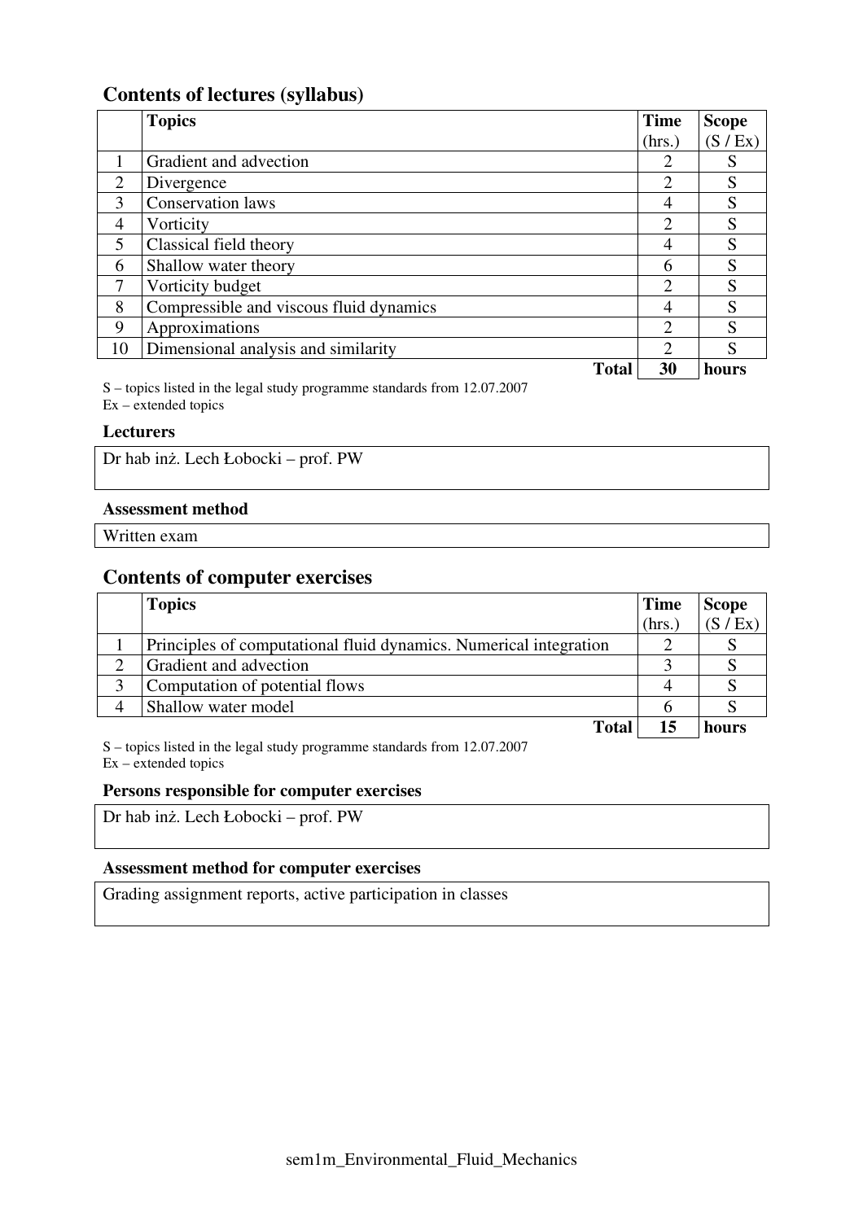## Contents of lectures (syllabus)

| | Topics | Time (hrs.) | Scope (S / Ex) |
|---|---|---|---|
| 1 | Gradient and advection | 2 | S |
| 2 | Divergence | 2 | S |
| 3 | Conservation laws | 4 | S |
| 4 | Vorticity | 2 | S |
| 5 | Classical field theory | 4 | S |
| 6 | Shallow water theory | 6 | S |
| 7 | Vorticity budget | 2 | S |
| 8 | Compressible and viscous fluid dynamics | 4 | S |
| 9 | Approximations | 2 | S |
| 10 | Dimensional analysis and similarity | 2 | S |
| | **Total** | **30** | **hours** |

S – topics listed in the legal study programme standards from 12.07.2007
Ex – extended topics

### Lecturers

Dr hab inż. Lech Łobocki – prof. PW

### Assessment method

Written exam

## Contents of computer exercises

| | Topics | Time (hrs.) | Scope (S / Ex) |
|---|---|---|---|
| 1 | Principles of computational fluid dynamics. Numerical integration | 2 | S |
| 2 | Gradient and advection | 3 | S |
| 3 | Computation of potential flows | 4 | S |
| 4 | Shallow water model | 6 | S |
| | **Total** | **15** | **hours** |

S – topics listed in the legal study programme standards from 12.07.2007
Ex – extended topics

### Persons responsible for computer exercises

Dr hab inż. Lech Łobocki – prof. PW

### Assessment method for computer exercises

Grading assignment reports, active participation in classes